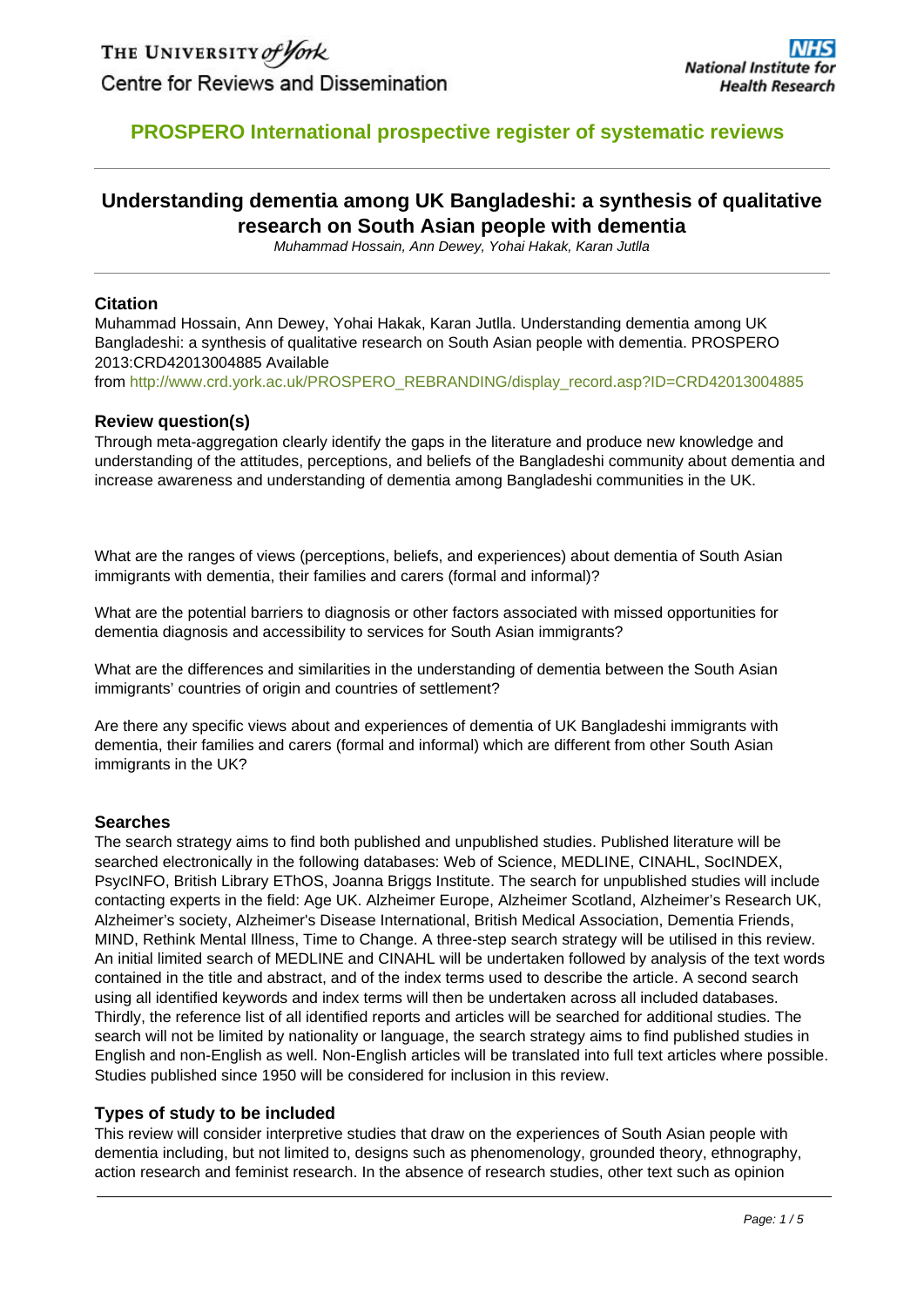THE UNIVERSITY *of York*

Centre for Reviews and Dissemination

**NHS**
**National Institute for Health Research**

## PROSPERO International prospective register of systematic reviews

# Understanding dementia among UK Bangladeshi: a synthesis of qualitative research on South Asian people with dementia

*Muhammad Hossain, Ann Dewey, Yohai Hakak, Karan Jutlla*

### Citation

Muhammad Hossain, Ann Dewey, Yohai Hakak, Karan Jutlla. Understanding dementia among UK Bangladeshi: a synthesis of qualitative research on South Asian people with dementia. PROSPERO 2013:CRD42013004885 Available from http://www.crd.york.ac.uk/PROSPERO_REBRANDING/display_record.asp?ID=CRD42013004885

### Review question(s)

Through meta-aggregation clearly identify the gaps in the literature and produce new knowledge and understanding of the attitudes, perceptions, and beliefs of the Bangladeshi community about dementia and increase awareness and understanding of dementia among Bangladeshi communities in the UK.

What are the ranges of views (perceptions, beliefs, and experiences) about dementia of South Asian immigrants with dementia, their families and carers (formal and informal)?

What are the potential barriers to diagnosis or other factors associated with missed opportunities for dementia diagnosis and accessibility to services for South Asian immigrants?

What are the differences and similarities in the understanding of dementia between the South Asian immigrants' countries of origin and countries of settlement?

Are there any specific views about and experiences of dementia of UK Bangladeshi immigrants with dementia, their families and carers (formal and informal) which are different from other South Asian immigrants in the UK?

### Searches

The search strategy aims to find both published and unpublished studies. Published literature will be searched electronically in the following databases: Web of Science, MEDLINE, CINAHL, SocINDEX, PsycINFO, British Library EThOS, Joanna Briggs Institute. The search for unpublished studies will include contacting experts in the field: Age UK. Alzheimer Europe, Alzheimer Scotland, Alzheimer's Research UK, Alzheimer's society, Alzheimer's Disease International, British Medical Association, Dementia Friends, MIND, Rethink Mental Illness, Time to Change. A three-step search strategy will be utilised in this review. An initial limited search of MEDLINE and CINAHL will be undertaken followed by analysis of the text words contained in the title and abstract, and of the index terms used to describe the article. A second search using all identified keywords and index terms will then be undertaken across all included databases. Thirdly, the reference list of all identified reports and articles will be searched for additional studies. The search will not be limited by nationality or language, the search strategy aims to find published studies in English and non-English as well. Non-English articles will be translated into full text articles where possible. Studies published since 1950 will be considered for inclusion in this review.

### Types of study to be included

This review will consider interpretive studies that draw on the experiences of South Asian people with dementia including, but not limited to, designs such as phenomenology, grounded theory, ethnography, action research and feminist research. In the absence of research studies, other text such as opinion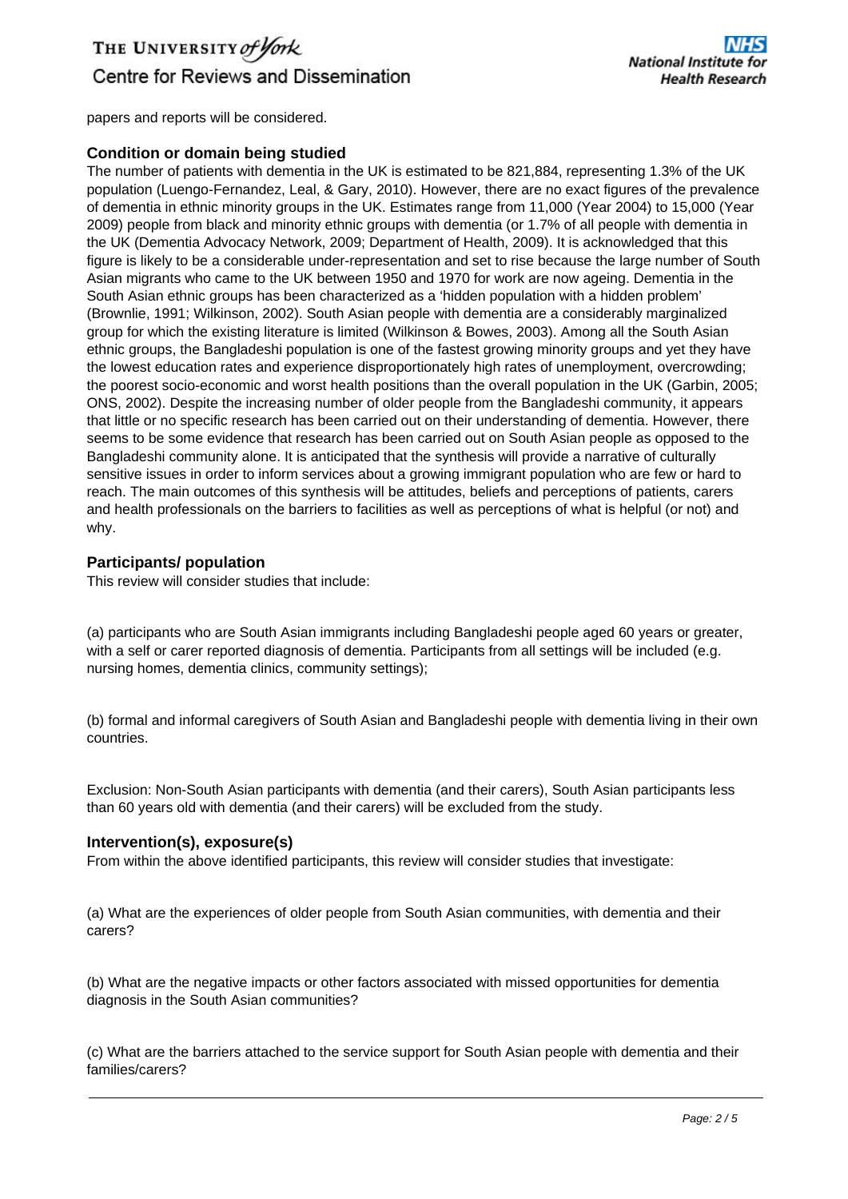papers and reports will be considered.

### Condition or domain being studied

The number of patients with dementia in the UK is estimated to be 821,884, representing 1.3% of the UK population (Luengo-Fernandez, Leal, & Gary, 2010). However, there are no exact figures of the prevalence of dementia in ethnic minority groups in the UK. Estimates range from 11,000 (Year 2004) to 15,000 (Year 2009) people from black and minority ethnic groups with dementia (or 1.7% of all people with dementia in the UK (Dementia Advocacy Network, 2009; Department of Health, 2009). It is acknowledged that this figure is likely to be a considerable under-representation and set to rise because the large number of South Asian migrants who came to the UK between 1950 and 1970 for work are now ageing. Dementia in the South Asian ethnic groups has been characterized as a 'hidden population with a hidden problem' (Brownlie, 1991; Wilkinson, 2002). South Asian people with dementia are a considerably marginalized group for which the existing literature is limited (Wilkinson & Bowes, 2003). Among all the South Asian ethnic groups, the Bangladeshi population is one of the fastest growing minority groups and yet they have the lowest education rates and experience disproportionately high rates of unemployment, overcrowding; the poorest socio-economic and worst health positions than the overall population in the UK (Garbin, 2005; ONS, 2002). Despite the increasing number of older people from the Bangladeshi community, it appears that little or no specific research has been carried out on their understanding of dementia. However, there seems to be some evidence that research has been carried out on South Asian people as opposed to the Bangladeshi community alone. It is anticipated that the synthesis will provide a narrative of culturally sensitive issues in order to inform services about a growing immigrant population who are few or hard to reach. The main outcomes of this synthesis will be attitudes, beliefs and perceptions of patients, carers and health professionals on the barriers to facilities as well as perceptions of what is helpful (or not) and why.

### Participants/ population

This review will consider studies that include:

(a) participants who are South Asian immigrants including Bangladeshi people aged 60 years or greater, with a self or carer reported diagnosis of dementia. Participants from all settings will be included (e.g. nursing homes, dementia clinics, community settings);

(b) formal and informal caregivers of South Asian and Bangladeshi people with dementia living in their own countries.

Exclusion: Non-South Asian participants with dementia (and their carers), South Asian participants less than 60 years old with dementia (and their carers) will be excluded from the study.

### Intervention(s), exposure(s)

From within the above identified participants, this review will consider studies that investigate:

(a) What are the experiences of older people from South Asian communities, with dementia and their carers?

(b) What are the negative impacts or other factors associated with missed opportunities for dementia diagnosis in the South Asian communities?

(c) What are the barriers attached to the service support for South Asian people with dementia and their families/carers?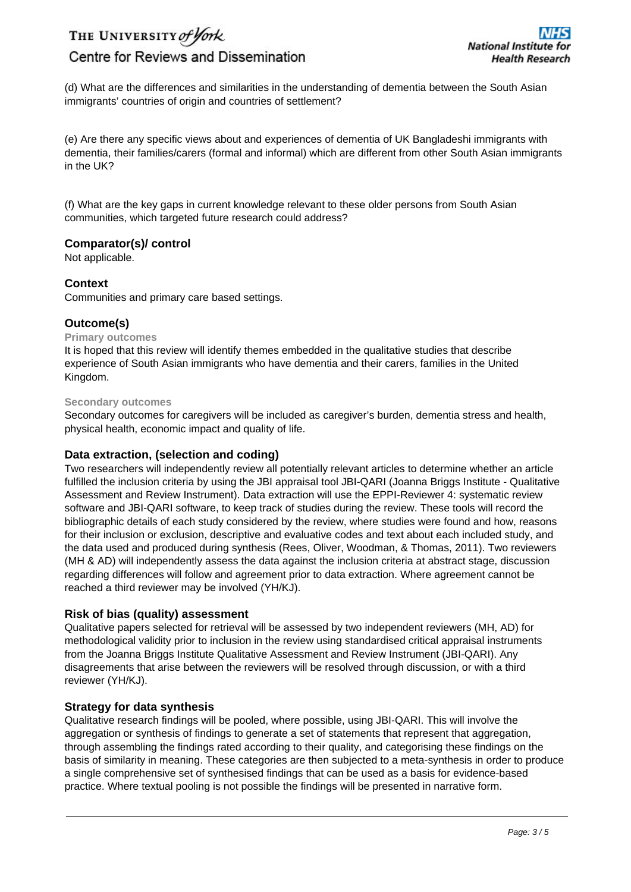(d) What are the differences and similarities in the understanding of dementia between the South Asian immigrants' countries of origin and countries of settlement?

(e) Are there any specific views about and experiences of dementia of UK Bangladeshi immigrants with dementia, their families/carers (formal and informal) which are different from other South Asian immigrants in the UK?

(f) What are the key gaps in current knowledge relevant to these older persons from South Asian communities, which targeted future research could address?

### Comparator(s)/ control

Not applicable.

### Context

Communities and primary care based settings.

### Outcome(s)

#### Primary outcomes

It is hoped that this review will identify themes embedded in the qualitative studies that describe experience of South Asian immigrants who have dementia and their carers, families in the United Kingdom.

#### Secondary outcomes

Secondary outcomes for caregivers will be included as caregiver's burden, dementia stress and health, physical health, economic impact and quality of life.

### Data extraction, (selection and coding)

Two researchers will independently review all potentially relevant articles to determine whether an article fulfilled the inclusion criteria by using the JBI appraisal tool JBI-QARI (Joanna Briggs Institute - Qualitative Assessment and Review Instrument). Data extraction will use the EPPI-Reviewer 4: systematic review software and JBI-QARI software, to keep track of studies during the review. These tools will record the bibliographic details of each study considered by the review, where studies were found and how, reasons for their inclusion or exclusion, descriptive and evaluative codes and text about each included study, and the data used and produced during synthesis (Rees, Oliver, Woodman, & Thomas, 2011). Two reviewers (MH & AD) will independently assess the data against the inclusion criteria at abstract stage, discussion regarding differences will follow and agreement prior to data extraction. Where agreement cannot be reached a third reviewer may be involved (YH/KJ).

### Risk of bias (quality) assessment

Qualitative papers selected for retrieval will be assessed by two independent reviewers (MH, AD) for methodological validity prior to inclusion in the review using standardised critical appraisal instruments from the Joanna Briggs Institute Qualitative Assessment and Review Instrument (JBI-QARI). Any disagreements that arise between the reviewers will be resolved through discussion, or with a third reviewer (YH/KJ).

### Strategy for data synthesis

Qualitative research findings will be pooled, where possible, using JBI-QARI. This will involve the aggregation or synthesis of findings to generate a set of statements that represent that aggregation, through assembling the findings rated according to their quality, and categorising these findings on the basis of similarity in meaning. These categories are then subjected to a meta-synthesis in order to produce a single comprehensive set of synthesised findings that can be used as a basis for evidence-based practice. Where textual pooling is not possible the findings will be presented in narrative form.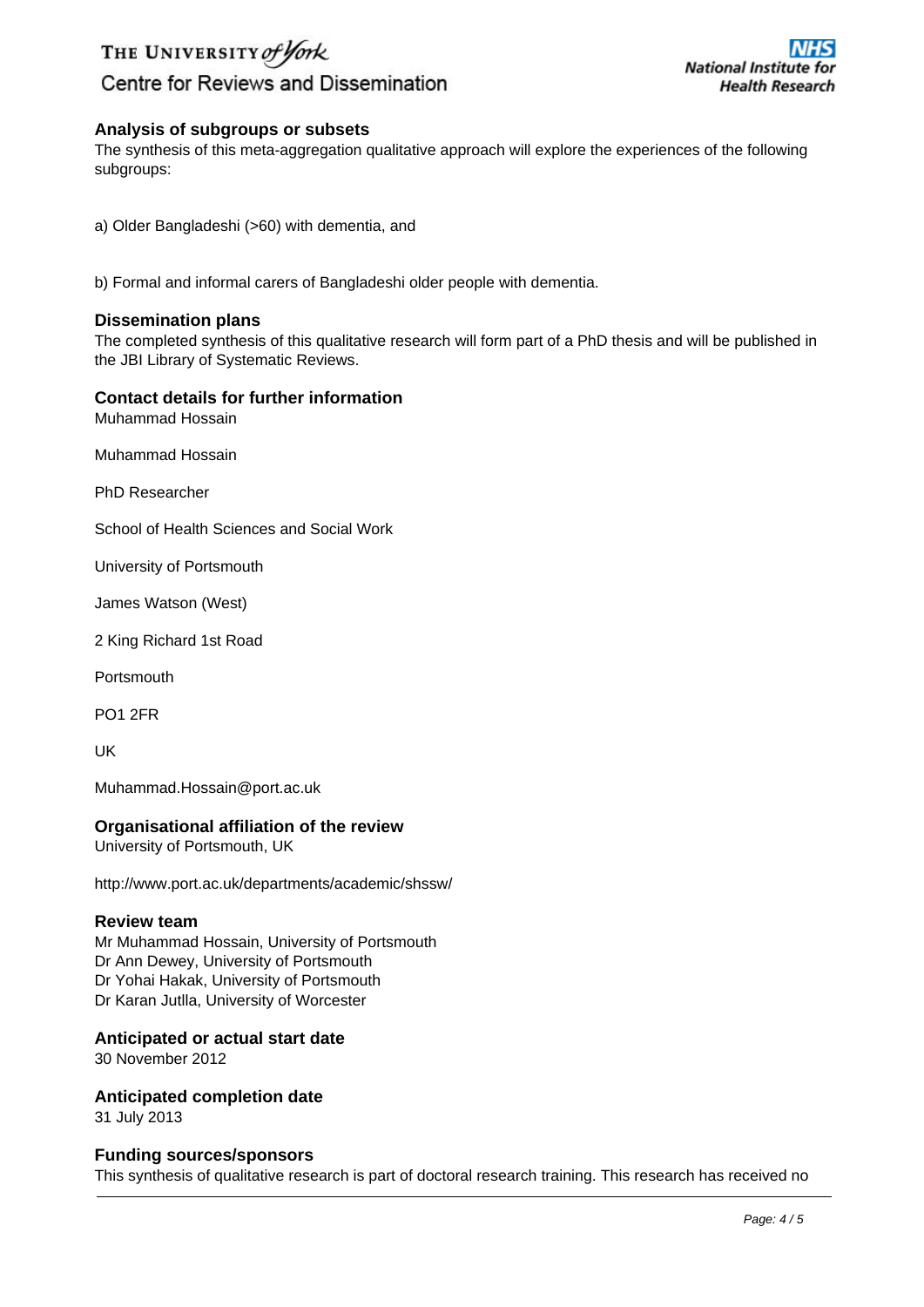### Analysis of subgroups or subsets

The synthesis of this meta-aggregation qualitative approach will explore the experiences of the following subgroups:

a) Older Bangladeshi (>60) with dementia, and

b) Formal and informal carers of Bangladeshi older people with dementia.

### Dissemination plans

The completed synthesis of this qualitative research will form part of a PhD thesis and will be published in the JBI Library of Systematic Reviews.

### Contact details for further information

Muhammad Hossain

Muhammad Hossain

PhD Researcher

School of Health Sciences and Social Work

University of Portsmouth

James Watson (West)

2 King Richard 1st Road

Portsmouth

PO1 2FR

UK

Muhammad.Hossain@port.ac.uk

### Organisational affiliation of the review

University of Portsmouth, UK

http://www.port.ac.uk/departments/academic/shssw/

### Review team

Mr Muhammad Hossain, University of Portsmouth
Dr Ann Dewey, University of Portsmouth
Dr Yohai Hakak, University of Portsmouth
Dr Karan Jutlla, University of Worcester

### Anticipated or actual start date

30 November 2012

### Anticipated completion date

31 July 2013

### Funding sources/sponsors

This synthesis of qualitative research is part of doctoral research training. This research has received no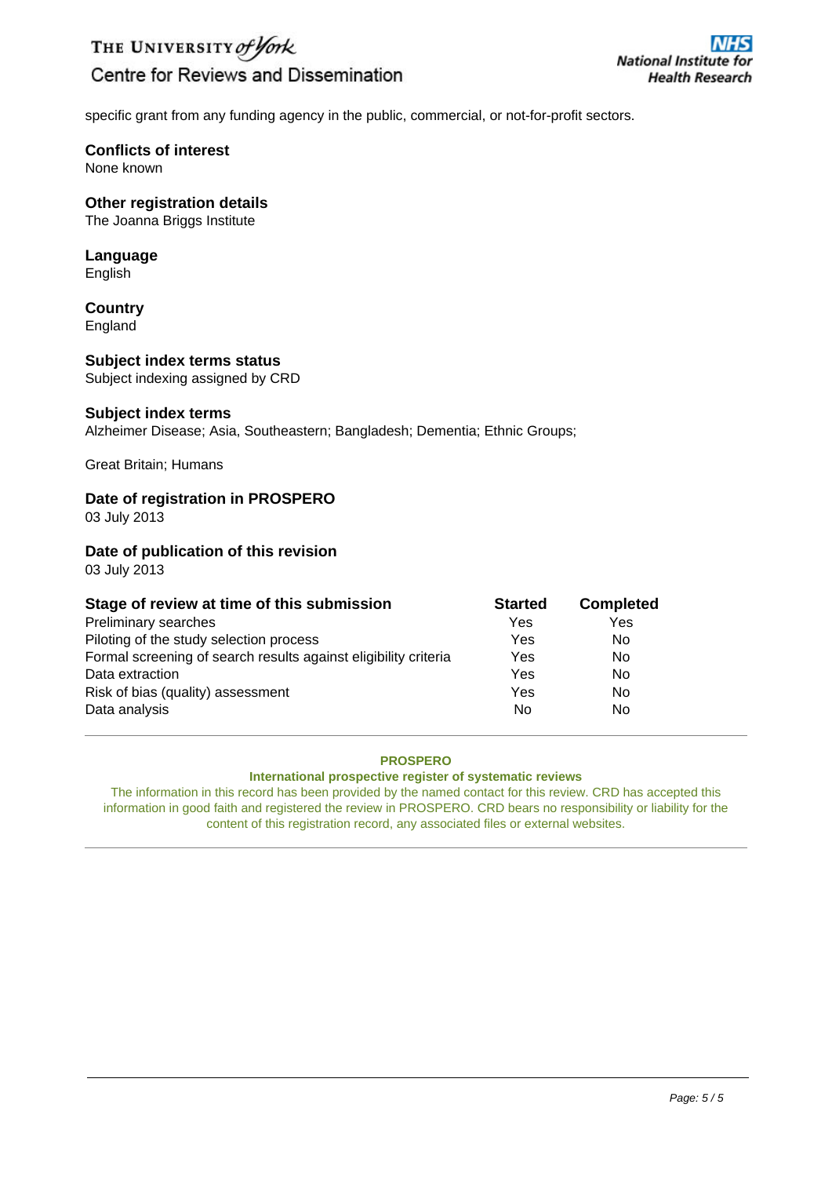specific grant from any funding agency in the public, commercial, or not-for-profit sectors.

**Conflicts of interest**
None known

**Other registration details**
The Joanna Briggs Institute

**Language**
English

**Country**
England

**Subject index terms status**
Subject indexing assigned by CRD

**Subject index terms**
Alzheimer Disease; Asia, Southeastern; Bangladesh; Dementia; Ethnic Groups;

Great Britain; Humans

**Date of registration in PROSPERO**
03 July 2013

**Date of publication of this revision**
03 July 2013

| **Stage of review at time of this submission** | **Started** | **Completed** |
|---|---|---|
| Preliminary searches | Yes | Yes |
| Piloting of the study selection process | Yes | No |
| Formal screening of search results against eligibility criteria | Yes | No |
| Data extraction | Yes | No |
| Risk of bias (quality) assessment | Yes | No |
| Data analysis | No | No |

**PROSPERO**

**International prospective register of systematic reviews**

The information in this record has been provided by the named contact for this review. CRD has accepted this information in good faith and registered the review in PROSPERO. CRD bears no responsibility or liability for the content of this registration record, any associated files or external websites.